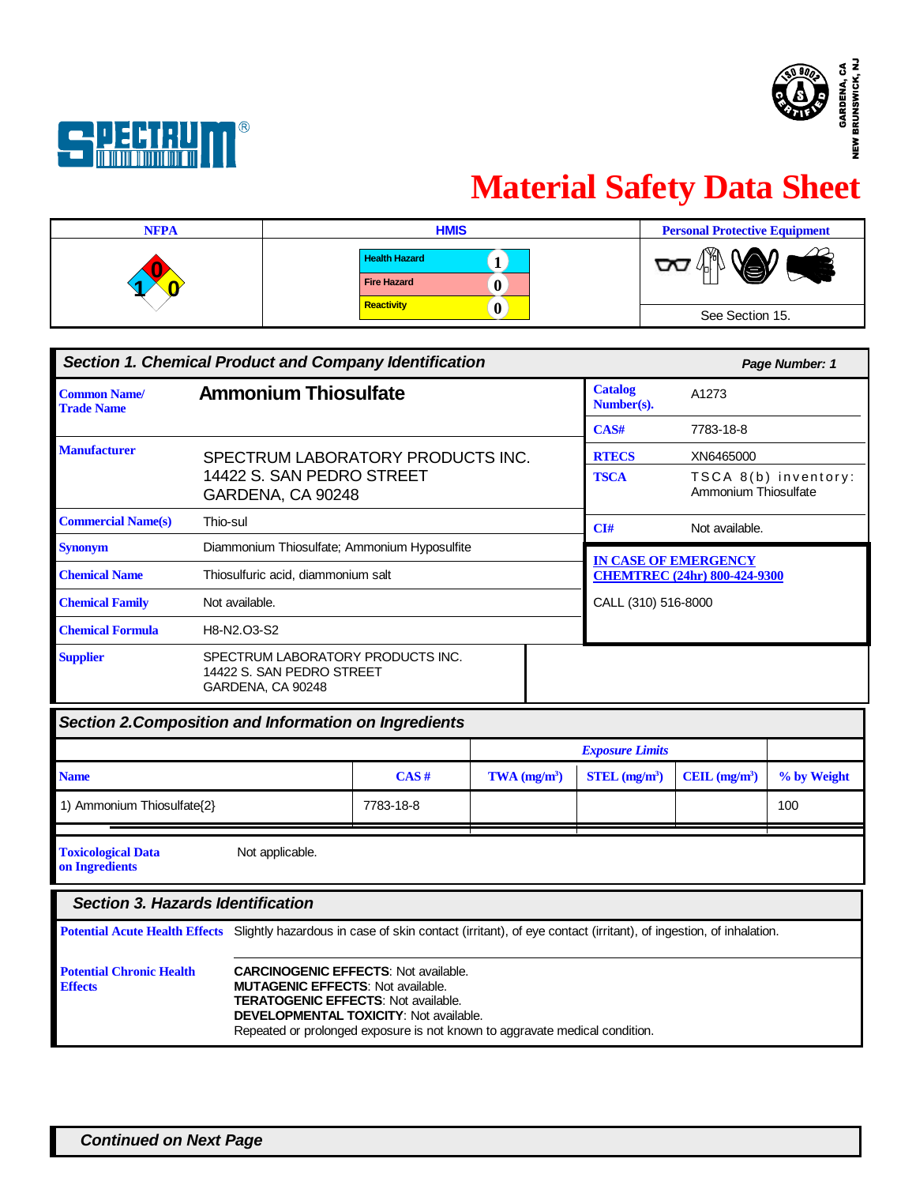# Material Safety Data Sheet

| NFPA | HMIS | Personal Protective Equipment |
|---|---|---|
| Health: 1, Fire: 0, Reactivity: 0 | Health Hazard 1<br>Fire Hazard 0<br>Reactivity 0 | See Section 15. |

## Section 1. Chemical Product and Company Identification

**Page Number: 1**

| | |
|---|---|
| **Common Name/ Trade Name** | **Ammonium Thiosulfate** |
| **Catalog Number(s).** | A1273 |
| **CAS#** | 7783-18-8 |
| **RTECS** | XN6465000 |
| **TSCA** | TSCA 8(b) inventory: Ammonium Thiosulfate |
| **CI#** | Not available. |
| **Manufacturer** | SPECTRUM LABORATORY PRODUCTS INC.<br>14422 S. SAN PEDRO STREET<br>GARDENA, CA 90248 |
| **Commercial Name(s)** | Thio-sul |
| **Synonym** | Diammonium Thiosulfate; Ammonium Hyposulfite |
| **Chemical Name** | Thiosulfuric acid, diammonium salt |
| **Chemical Family** | Not available. |
| **Chemical Formula** | H8-N2.O3-S2 |
| **Supplier** | SPECTRUM LABORATORY PRODUCTS INC.<br>14422 S. SAN PEDRO STREET<br>GARDENA, CA 90248 |

**IN CASE OF EMERGENCY**
**CHEMTREC (24hr) 800-424-9300**

CALL (310) 516-8000

## Section 2.Composition and Information on Ingredients

| | | *Exposure Limits* | | | |
|---|---|---|---|---|---|
| **Name** | **CAS #** | **TWA (mg/m³)** | **STEL (mg/m³)** | **CEIL (mg/m³)** | **% by Weight** |
| 1) Ammonium Thiosulfate{2} | 7783-18-8 | | | | 100 |

**Toxicological Data on Ingredients** Not applicable.

## Section 3. Hazards Identification

**Potential Acute Health Effects** Slightly hazardous in case of skin contact (irritant), of eye contact (irritant), of ingestion, of inhalation.

**Potential Chronic Health Effects**

**CARCINOGENIC EFFECTS**: Not available.
**MUTAGENIC EFFECTS**: Not available.
**TERATOGENIC EFFECTS**: Not available.
**DEVELOPMENTAL TOXICITY**: Not available.
Repeated or prolonged exposure is not known to aggravate medical condition.

**Continued on Next Page**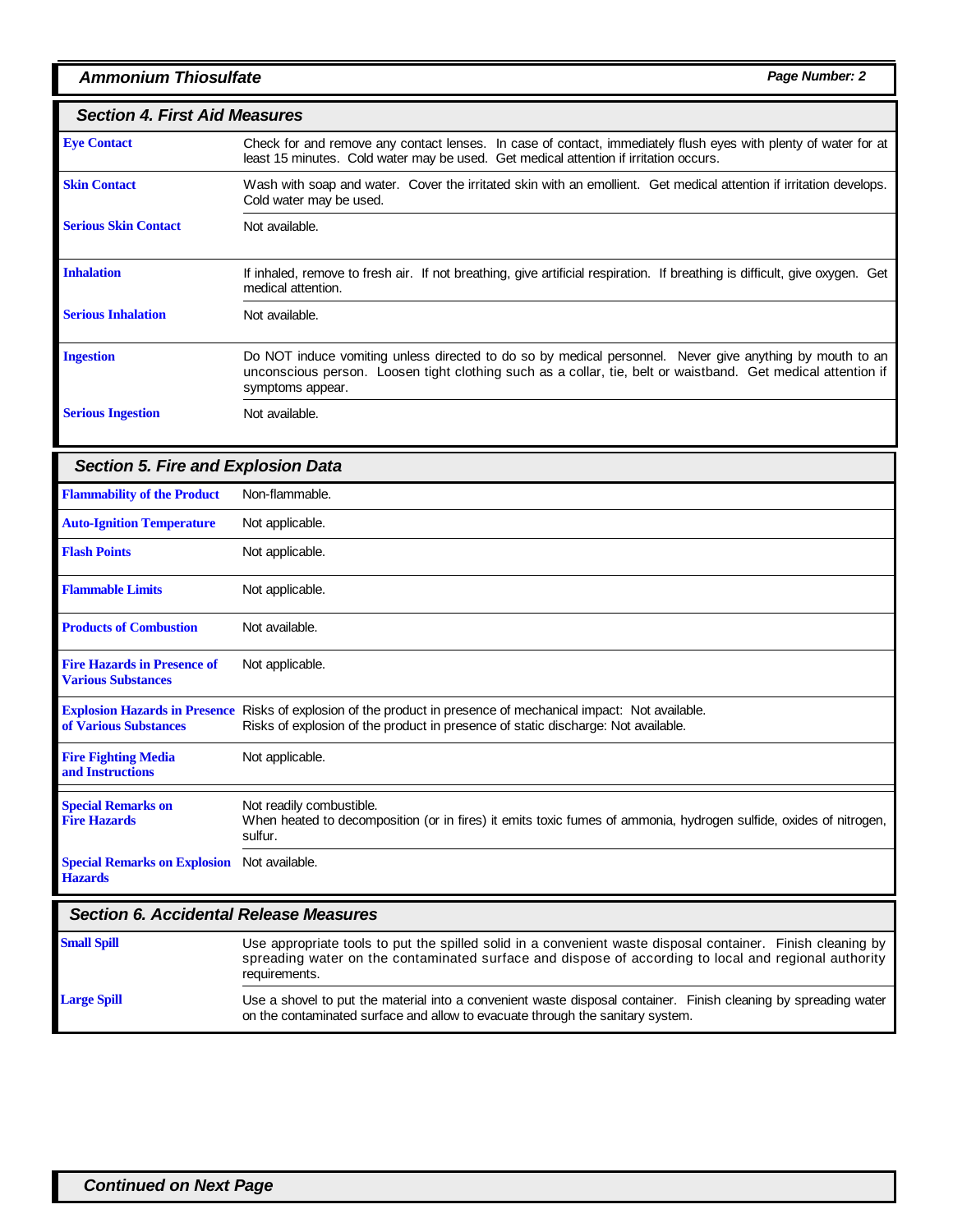## Section 4. First Aid Measures

| | |
|---|---|
| **Eye Contact** | Check for and remove any contact lenses. In case of contact, immediately flush eyes with plenty of water for at least 15 minutes. Cold water may be used. Get medical attention if irritation occurs. |
| **Skin Contact** | Wash with soap and water. Cover the irritated skin with an emollient. Get medical attention if irritation develops. Cold water may be used. |
| **Serious Skin Contact** | Not available. |
| **Inhalation** | If inhaled, remove to fresh air. If not breathing, give artificial respiration. If breathing is difficult, give oxygen. Get medical attention. |
| **Serious Inhalation** | Not available. |
| **Ingestion** | Do NOT induce vomiting unless directed to do so by medical personnel. Never give anything by mouth to an unconscious person. Loosen tight clothing such as a collar, tie, belt or waistband. Get medical attention if symptoms appear. |
| **Serious Ingestion** | Not available. |

## Section 5. Fire and Explosion Data

| | |
|---|---|
| **Flammability of the Product** | Non-flammable. |
| **Auto-Ignition Temperature** | Not applicable. |
| **Flash Points** | Not applicable. |
| **Flammable Limits** | Not applicable. |
| **Products of Combustion** | Not available. |
| **Fire Hazards in Presence of Various Substances** | Not applicable. |
| **Explosion Hazards in Presence of Various Substances** | Risks of explosion of the product in presence of mechanical impact: Not available.<br>Risks of explosion of the product in presence of static discharge: Not available. |
| **Fire Fighting Media and Instructions** | Not applicable. |
| **Special Remarks on Fire Hazards** | Not readily combustible.<br>When heated to decomposition (or in fires) it emits toxic fumes of ammonia, hydrogen sulfide, oxides of nitrogen, sulfur. |
| **Special Remarks on Explosion Hazards** | Not available. |

## Section 6. Accidental Release Measures

| | |
|---|---|
| **Small Spill** | Use appropriate tools to put the spilled solid in a convenient waste disposal container. Finish cleaning by spreading water on the contaminated surface and dispose of according to local and regional authority requirements. |
| **Large Spill** | Use a shovel to put the material into a convenient waste disposal container. Finish cleaning by spreading water on the contaminated surface and allow to evacuate through the sanitary system. |

*Continued on Next Page*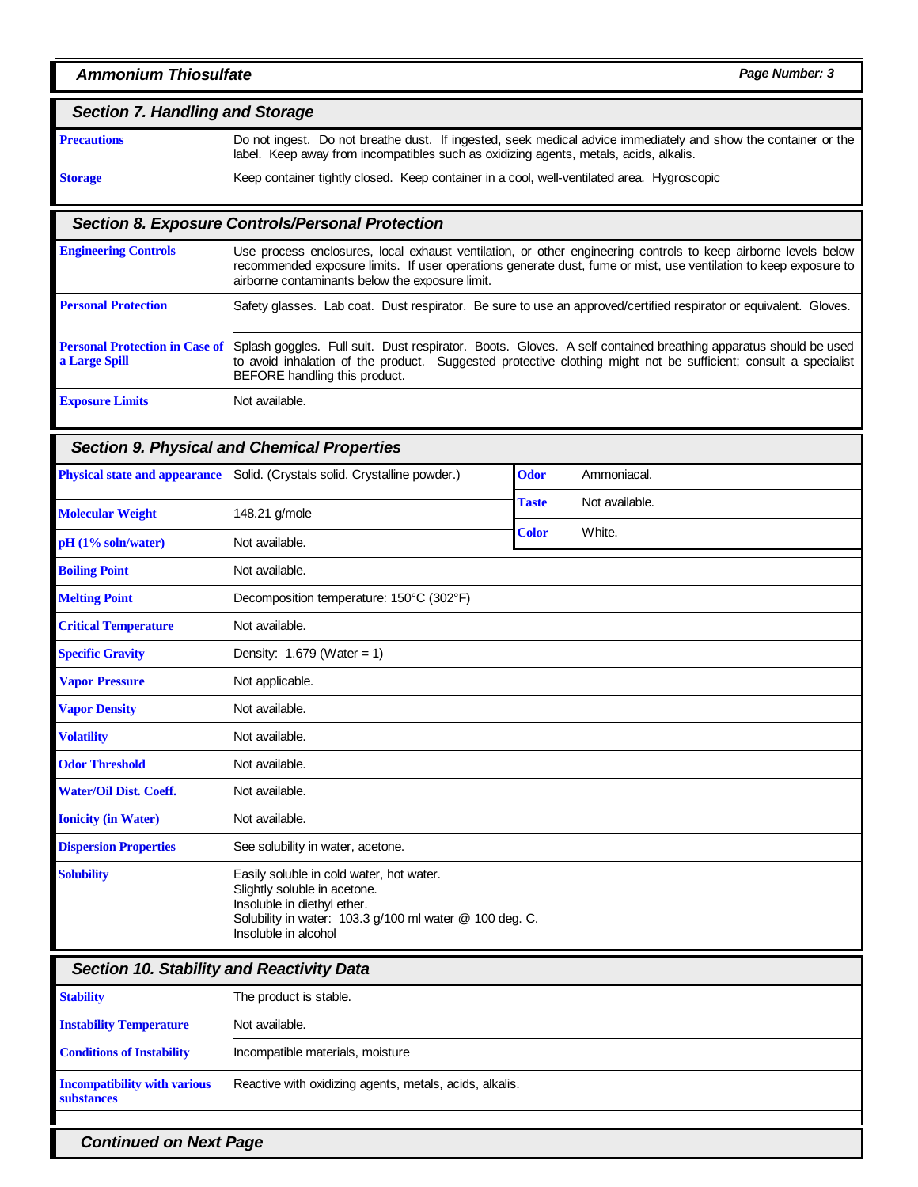## Section 7. Handling and Storage

| | |
|---|---|
| **Precautions** | Do not ingest. Do not breathe dust. If ingested, seek medical advice immediately and show the container or the label. Keep away from incompatibles such as oxidizing agents, metals, acids, alkalis. |
| **Storage** | Keep container tightly closed. Keep container in a cool, well-ventilated area. Hygroscopic |

## Section 8. Exposure Controls/Personal Protection

| | |
|---|---|
| **Engineering Controls** | Use process enclosures, local exhaust ventilation, or other engineering controls to keep airborne levels below recommended exposure limits. If user operations generate dust, fume or mist, use ventilation to keep exposure to airborne contaminants below the exposure limit. |
| **Personal Protection** | Safety glasses. Lab coat. Dust respirator. Be sure to use an approved/certified respirator or equivalent. Gloves. |
| **Personal Protection in Case of a Large Spill** | Splash goggles. Full suit. Dust respirator. Boots. Gloves. A self contained breathing apparatus should be used to avoid inhalation of the product. Suggested protective clothing might not be sufficient; consult a specialist BEFORE handling this product. |
| **Exposure Limits** | Not available. |

## Section 9. Physical and Chemical Properties

| | | | |
|---|---|---|---|
| **Physical state and appearance** | Solid. (Crystals solid. Crystalline powder.) | **Odor** | Ammoniacal. |
| **Molecular Weight** | 148.21 g/mole | **Taste** | Not available. |
| **pH (1% soln/water)** | Not available. | **Color** | White. |

| | |
|---|---|
| **Boiling Point** | Not available. |
| **Melting Point** | Decomposition temperature: 150°C (302°F) |
| **Critical Temperature** | Not available. |
| **Specific Gravity** | Density: 1.679 (Water = 1) |
| **Vapor Pressure** | Not applicable. |
| **Vapor Density** | Not available. |
| **Volatility** | Not available. |
| **Odor Threshold** | Not available. |
| **Water/Oil Dist. Coeff.** | Not available. |
| **Ionicity (in Water)** | Not available. |
| **Dispersion Properties** | See solubility in water, acetone. |
| **Solubility** | Easily soluble in cold water, hot water.<br>Slightly soluble in acetone.<br>Insoluble in diethyl ether.<br>Solubility in water: 103.3 g/100 ml water @ 100 deg. C.<br>Insoluble in alcohol |

## Section 10. Stability and Reactivity Data

| | |
|---|---|
| **Stability** | The product is stable. |
| **Instability Temperature** | Not available. |
| **Conditions of Instability** | Incompatible materials, moisture |
| **Incompatibility with various substances** | Reactive with oxidizing agents, metals, acids, alkalis. |

*Continued on Next Page*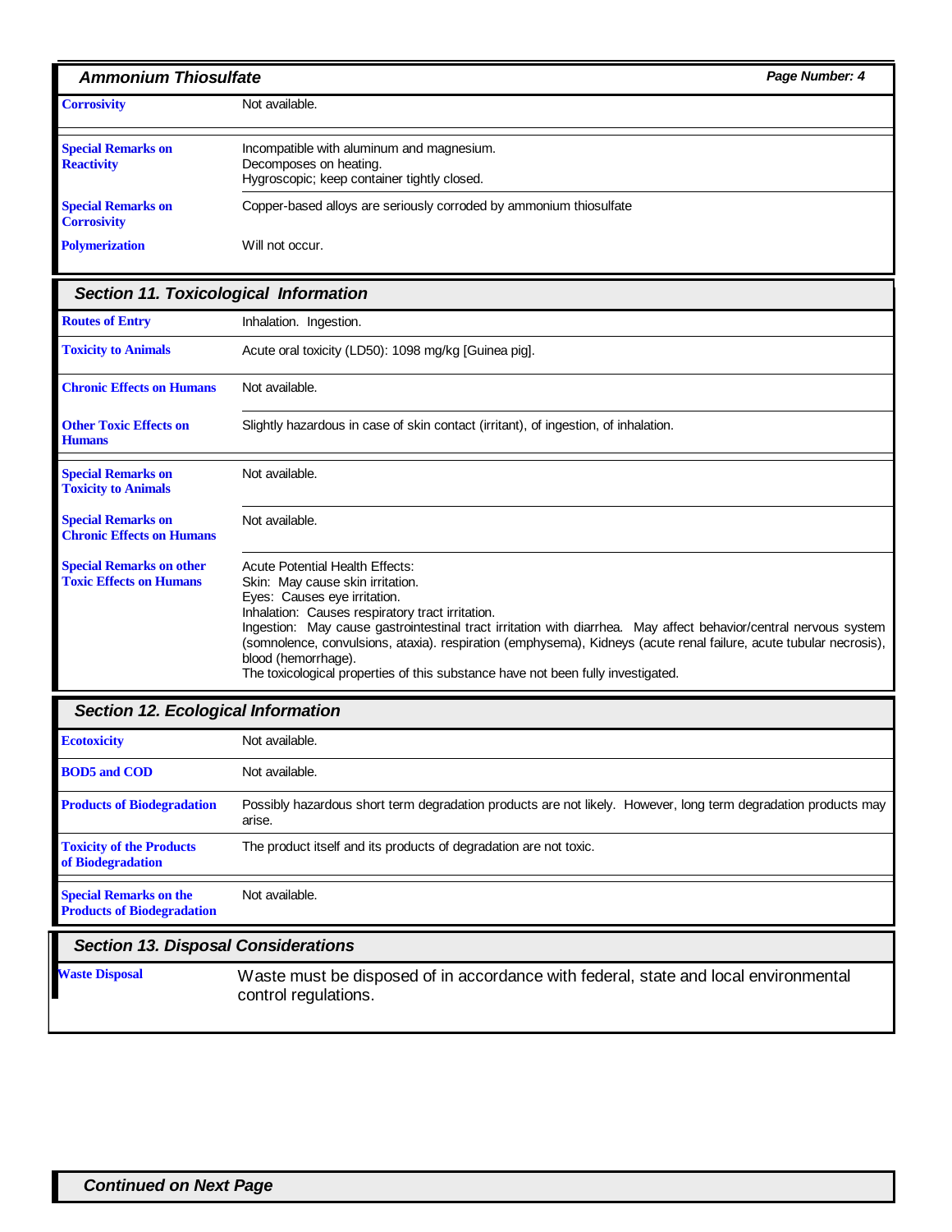| | |
|---|---|
| **Corrosivity** | Not available. |
| **Special Remarks on Reactivity** | Incompatible with aluminum and magnesium.<br>Decomposes on heating.<br>Hygroscopic; keep container tightly closed. |
| **Special Remarks on Corrosivity** | Copper-based alloys are seriously corroded by ammonium thiosulfate |
| **Polymerization** | Will not occur. |

## Section 11. Toxicological Information

| | |
|---|---|
| **Routes of Entry** | Inhalation. Ingestion. |
| **Toxicity to Animals** | Acute oral toxicity (LD50): 1098 mg/kg [Guinea pig]. |
| **Chronic Effects on Humans** | Not available. |
| **Other Toxic Effects on Humans** | Slightly hazardous in case of skin contact (irritant), of ingestion, of inhalation. |
| **Special Remarks on Toxicity to Animals** | Not available. |
| **Special Remarks on Chronic Effects on Humans** | Not available. |
| **Special Remarks on other Toxic Effects on Humans** | Acute Potential Health Effects:<br>Skin: May cause skin irritation.<br>Eyes: Causes eye irritation.<br>Inhalation: Causes respiratory tract irritation.<br>Ingestion: May cause gastrointestinal tract irritation with diarrhea. May affect behavior/central nervous system (somnolence, convulsions, ataxia). respiration (emphysema), Kidneys (acute renal failure, acute tubular necrosis), blood (hemorrhage).<br>The toxicological properties of this substance have not been fully investigated. |

## Section 12. Ecological Information

| | |
|---|---|
| **Ecotoxicity** | Not available. |
| **BOD5 and COD** | Not available. |
| **Products of Biodegradation** | Possibly hazardous short term degradation products are not likely. However, long term degradation products may arise. |
| **Toxicity of the Products of Biodegradation** | The product itself and its products of degradation are not toxic. |
| **Special Remarks on the Products of Biodegradation** | Not available. |

## Section 13. Disposal Considerations

| | |
|---|---|
| **Waste Disposal** | Waste must be disposed of in accordance with federal, state and local environmental control regulations. |

*Continued on Next Page*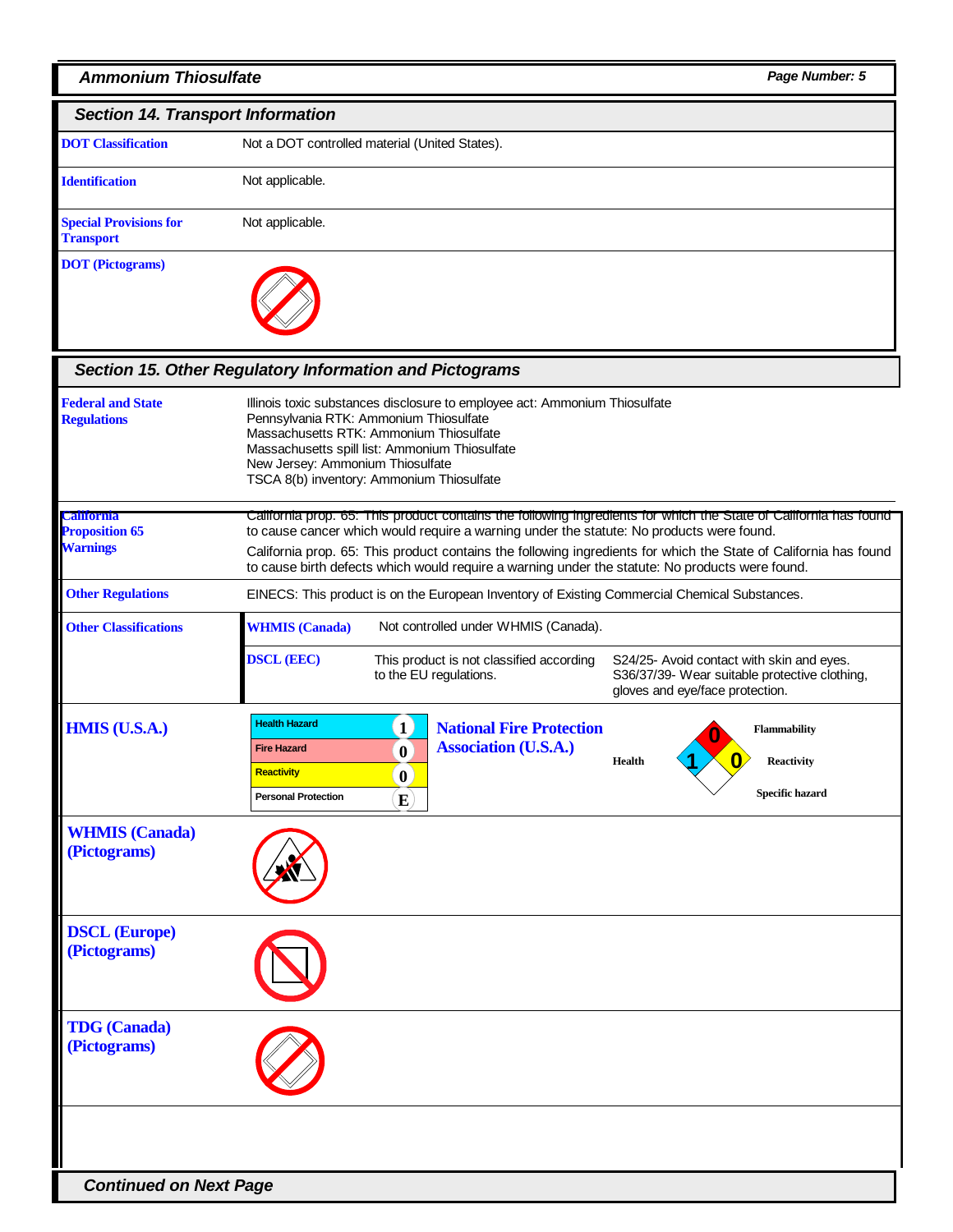## Section 14. Transport Information

| | |
|---|---|
| **DOT Classification** | Not a DOT controlled material (United States). |
| **Identification** | Not applicable. |
| **Special Provisions for Transport** | Not applicable. |
| **DOT (Pictograms)** | |

## Section 15. Other Regulatory Information and Pictograms

| | |
|---|---|
| **Federal and State Regulations** | Illinois toxic substances disclosure to employee act: Ammonium Thiosulfate<br>Pennsylvania RTK: Ammonium Thiosulfate<br>Massachusetts RTK: Ammonium Thiosulfate<br>Massachusetts spill list: Ammonium Thiosulfate<br>New Jersey: Ammonium Thiosulfate<br>TSCA 8(b) inventory: Ammonium Thiosulfate |
| **California Proposition 65 Warnings** | California prop. 65: This product contains the following ingredients for which the State of California has found to cause cancer which would require a warning under the statute: No products were found.<br>California prop. 65: This product contains the following ingredients for which the State of California has found to cause birth defects which would require a warning under the statute: No products were found. |
| **Other Regulations** | EINECS: This product is on the European Inventory of Existing Commercial Chemical Substances. |
| **Other Classifications** | **WHMIS (Canada)** Not controlled under WHMIS (Canada).<br>**DSCL (EEC)** This product is not classified according to the EU regulations. S24/25- Avoid contact with skin and eyes. S36/37/39- Wear suitable protective clothing, gloves and eye/face protection. |

**HMIS (U.S.A.)**

| | |
|---|---|
| Health Hazard | 1 |
| Fire Hazard | 0 |
| Reactivity | 0 |
| Personal Protection | E |

**National Fire Protection Association (U.S.A.)**

Flammability: 0
Health: 1
Reactivity: 0
Specific hazard:

**WHMIS (Canada) (Pictograms)**

**DSCL (Europe) (Pictograms)**

**TDG (Canada) (Pictograms)**

*Continued on Next Page*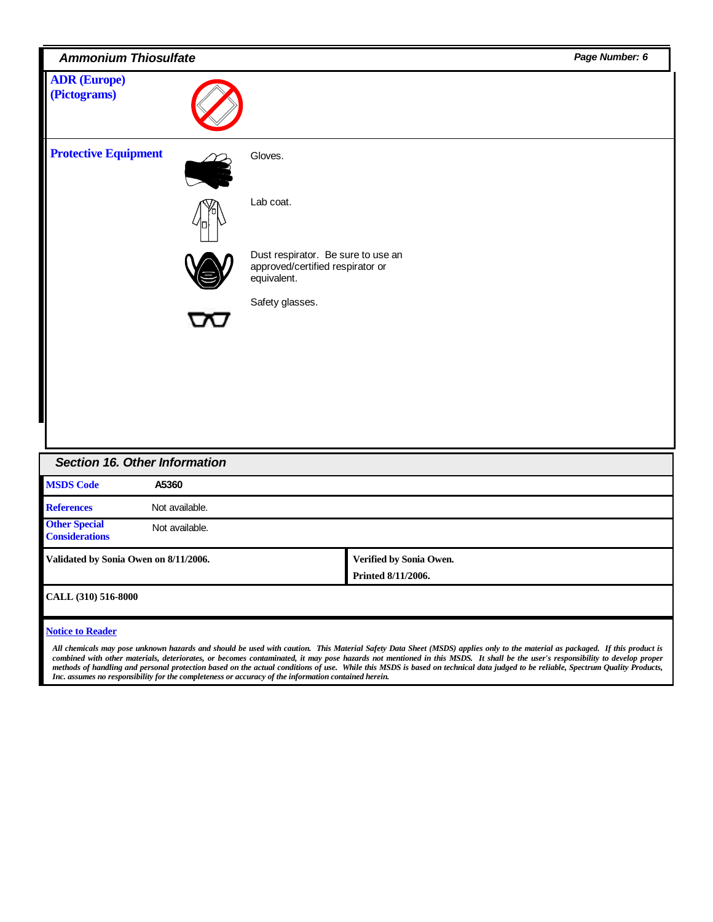**ADR (Europe) (Pictograms)**

**Protective Equipment**

Gloves.

Lab coat.

Dust respirator. Be sure to use an approved/certified respirator or equivalent.

Safety glasses.

## Section 16. Other Information

| | |
|---|---|
| **MSDS Code** | A5360 |
| **References** | Not available. |
| **Other Special Considerations** | Not available. |

| | |
|---|---|
| **Validated by Sonia Owen on 8/11/2006.** | **Verified by Sonia Owen.** **Printed 8/11/2006.** |

**CALL (310) 516-8000**

**Notice to Reader**

***All chemicals may pose unknown hazards and should be used with caution. This Material Safety Data Sheet (MSDS) applies only to the material as packaged. If this product is combined with other materials, deteriorates, or becomes contaminated, it may pose hazards not mentioned in this MSDS. It shall be the user's responsibility to develop proper methods of handling and personal protection based on the actual conditions of use. While this MSDS is based on technical data judged to be reliable, Spectrum Quality Products, Inc. assumes no responsibility for the completeness or accuracy of the information contained herein.***